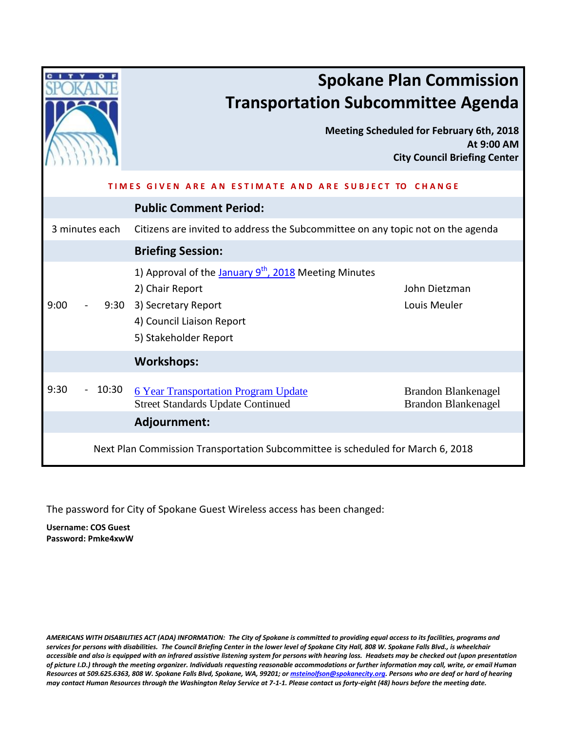# Spokane Plan Commission
# Transportation Subcommittee Agenda

**Meeting Scheduled for February 6th, 2018**
**At 9:00 AM**
**City Council Briefing Center**

**TIMES GIVEN ARE AN ESTIMATE AND ARE SUBJECT TO CHANGE**

| Time | Item | Presenter |
|---|---|---|
| | **Public Comment Period:** | |
| 3 minutes each | Citizens are invited to address the Subcommittee on any topic not on the agenda | |
| | **Briefing Session:** | |
| 9:00 - 9:30 | 1) Approval of the January 9th, 2018 Meeting Minutes<br>2) Chair Report<br>3) Secretary Report<br>4) Council Liaison Report<br>5) Stakeholder Report | <br>John Dietzman<br>Louis Meuler<br><br> |
| | **Workshops:** | |
| 9:30 - 10:30 | 6 Year Transportation Program Update<br>Street Standards Update Continued | Brandon Blankenagel<br>Brandon Blankenagel |
| | **Adjournment:** | |

Next Plan Commission Transportation Subcommittee is scheduled for March 6, 2018

The password for City of Spokane Guest Wireless access has been changed:

**Username: COS Guest**
**Password: Pmke4xwW**

***AMERICANS WITH DISABILITIES ACT (ADA) INFORMATION: The City of Spokane is committed to providing equal access to its facilities, programs and services for persons with disabilities. The Council Briefing Center in the lower level of Spokane City Hall, 808 W. Spokane Falls Blvd., is wheelchair accessible and also is equipped with an infrared assistive listening system for persons with hearing loss. Headsets may be checked out (upon presentation of picture I.D.) through the meeting organizer. Individuals requesting reasonable accommodations or further information may call, write, or email Human Resources at 509.625.6363, 808 W. Spokane Falls Blvd, Spokane, WA, 99201; or msteinolfson@spokanecity.org. Persons who are deaf or hard of hearing may contact Human Resources through the Washington Relay Service at 7-1-1. Please contact us forty-eight (48) hours before the meeting date.***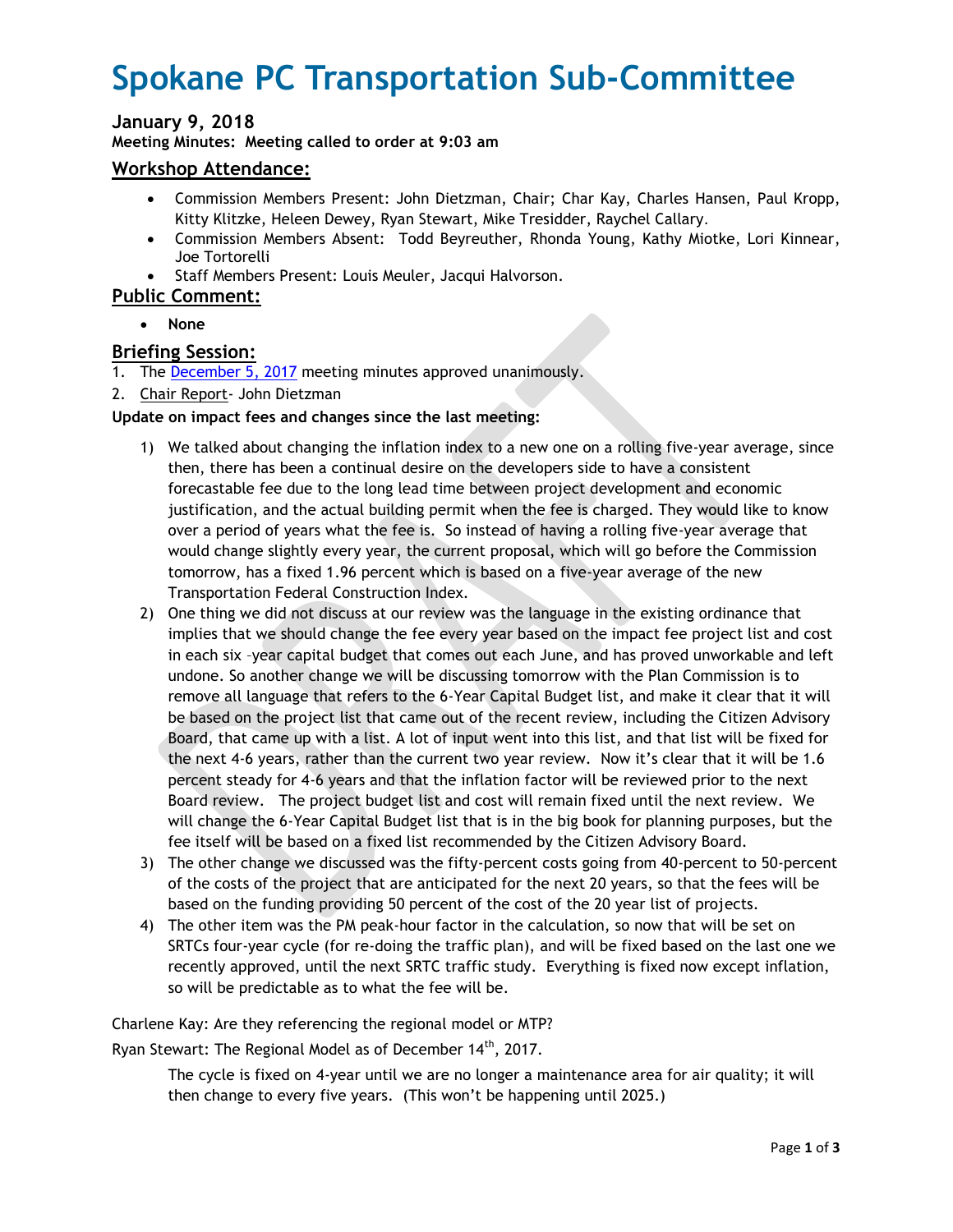# Spokane PC Transportation Sub-Committee

### January 9, 2018

**Meeting Minutes: Meeting called to order at 9:03 am**

## Workshop Attendance:

- Commission Members Present: John Dietzman, Chair; Char Kay, Charles Hansen, Paul Kropp, Kitty Klitzke, Heleen Dewey, Ryan Stewart, Mike Tresidder, Raychel Callary.
- Commission Members Absent: Todd Beyreuther, Rhonda Young, Kathy Miotke, Lori Kinnear, Joe Tortorelli
- Staff Members Present: Louis Meuler, Jacqui Halvorson.

## Public Comment:

- **None**

## Briefing Session:

1. The December 5, 2017 meeting minutes approved unanimously.
2. Chair Report- John Dietzman

**Update on impact fees and changes since the last meeting:**

1) We talked about changing the inflation index to a new one on a rolling five-year average, since then, there has been a continual desire on the developers side to have a consistent forecastable fee due to the long lead time between project development and economic justification, and the actual building permit when the fee is charged. They would like to know over a period of years what the fee is. So instead of having a rolling five-year average that would change slightly every year, the current proposal, which will go before the Commission tomorrow, has a fixed 1.96 percent which is based on a five-year average of the new Transportation Federal Construction Index.
2) One thing we did not discuss at our review was the language in the existing ordinance that implies that we should change the fee every year based on the impact fee project list and cost in each six –year capital budget that comes out each June, and has proved unworkable and left undone. So another change we will be discussing tomorrow with the Plan Commission is to remove all language that refers to the 6-Year Capital Budget list, and make it clear that it will be based on the project list that came out of the recent review, including the Citizen Advisory Board, that came up with a list. A lot of input went into this list, and that list will be fixed for the next 4-6 years, rather than the current two year review. Now it's clear that it will be 1.6 percent steady for 4-6 years and that the inflation factor will be reviewed prior to the next Board review. The project budget list and cost will remain fixed until the next review. We will change the 6-Year Capital Budget list that is in the big book for planning purposes, but the fee itself will be based on a fixed list recommended by the Citizen Advisory Board.
3) The other change we discussed was the fifty-percent costs going from 40-percent to 50-percent of the costs of the project that are anticipated for the next 20 years, so that the fees will be based on the funding providing 50 percent of the cost of the 20 year list of projects.
4) The other item was the PM peak-hour factor in the calculation, so now that will be set on SRTCs four-year cycle (for re-doing the traffic plan), and will be fixed based on the last one we recently approved, until the next SRTC traffic study. Everything is fixed now except inflation, so will be predictable as to what the fee will be.

Charlene Kay: Are they referencing the regional model or MTP?

Ryan Stewart: The Regional Model as of December 14th, 2017.

The cycle is fixed on 4-year until we are no longer a maintenance area for air quality; it will then change to every five years. (This won't be happening until 2025.)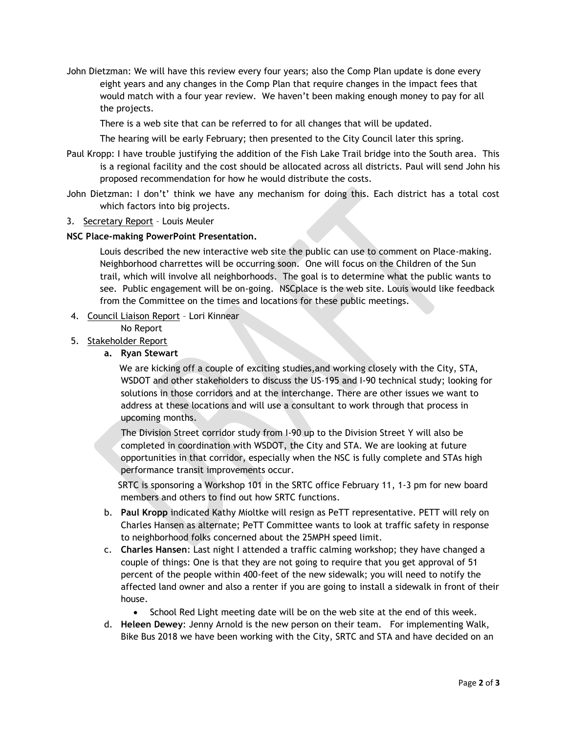John Dietzman: We will have this review every four years; also the Comp Plan update is done every eight years and any changes in the Comp Plan that require changes in the impact fees that would match with a four year review. We haven't been making enough money to pay for all the projects.

There is a web site that can be referred to for all changes that will be updated.

The hearing will be early February; then presented to the City Council later this spring.

Paul Kropp: I have trouble justifying the addition of the Fish Lake Trail bridge into the South area. This is a regional facility and the cost should be allocated across all districts. Paul will send John his proposed recommendation for how he would distribute the costs.

John Dietzman: I don't' think we have any mechanism for doing this. Each district has a total cost which factors into big projects.

3. Secretary Report – Louis Meuler

**NSC Place-making PowerPoint Presentation.**

Louis described the new interactive web site the public can use to comment on Place-making. Neighborhood charrettes will be occurring soon. One will focus on the Children of the Sun trail, which will involve all neighborhoods. The goal is to determine what the public wants to see. Public engagement will be on-going. NSCplace is the web site. Louis would like feedback from the Committee on the times and locations for these public meetings.

4. Council Liaison Report – Lori Kinnear

   No Report

5. Stakeholder Report

   a. **Ryan Stewart**

   We are kicking off a couple of exciting studies,and working closely with the City, STA, WSDOT and other stakeholders to discuss the US-195 and I-90 technical study; looking for solutions in those corridors and at the interchange. There are other issues we want to address at these locations and will use a consultant to work through that process in upcoming months.

   The Division Street corridor study from I-90 up to the Division Street Y will also be completed in coordination with WSDOT, the City and STA. We are looking at future opportunities in that corridor, especially when the NSC is fully complete and STAs high performance transit improvements occur.

   SRTC is sponsoring a Workshop 101 in the SRTC office February 11, 1-3 pm for new board members and others to find out how SRTC functions.

   b. **Paul Kropp** indicated Kathy Mioltke will resign as PeTT representative. PETT will rely on Charles Hansen as alternate; PeTT Committee wants to look at traffic safety in response to neighborhood folks concerned about the 25MPH speed limit.

   c. **Charles Hansen**: Last night I attended a traffic calming workshop; they have changed a couple of things: One is that they are not going to require that you get approval of 51 percent of the people within 400-feet of the new sidewalk; you will need to notify the affected land owner and also a renter if you are going to install a sidewalk in front of their house.

      - School Red Light meeting date will be on the web site at the end of this week.

   d. **Heleen Dewey**: Jenny Arnold is the new person on their team. For implementing Walk, Bike Bus 2018 we have been working with the City, SRTC and STA and have decided on an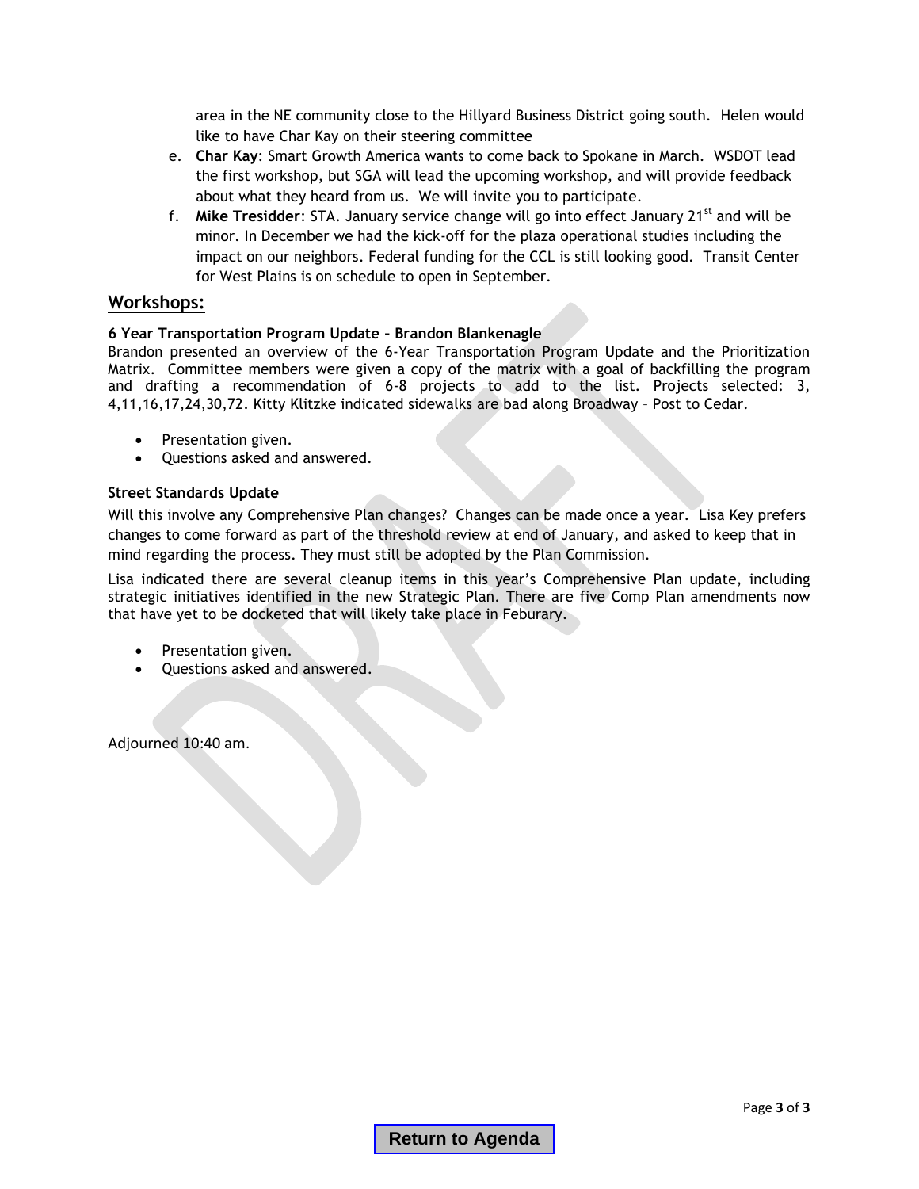area in the NE community close to the Hillyard Business District going south. Helen would like to have Char Kay on their steering committee

e. **Char Kay**: Smart Growth America wants to come back to Spokane in March. WSDOT lead the first workshop, but SGA will lead the upcoming workshop, and will provide feedback about what they heard from us. We will invite you to participate.

f. **Mike Tresidder**: STA. January service change will go into effect January 21st and will be minor. In December we had the kick-off for the plaza operational studies including the impact on our neighbors. Federal funding for the CCL is still looking good. Transit Center for West Plains is on schedule to open in September.

## Workshops:

**6 Year Transportation Program Update – Brandon Blankenagle**

Brandon presented an overview of the 6-Year Transportation Program Update and the Prioritization Matrix. Committee members were given a copy of the matrix with a goal of backfilling the program and drafting a recommendation of 6-8 projects to add to the list. Projects selected: 3, 4,11,16,17,24,30,72. Kitty Klitzke indicated sidewalks are bad along Broadway – Post to Cedar.

- Presentation given.
- Questions asked and answered.

**Street Standards Update**

Will this involve any Comprehensive Plan changes? Changes can be made once a year. Lisa Key prefers changes to come forward as part of the threshold review at end of January, and asked to keep that in mind regarding the process. They must still be adopted by the Plan Commission.

Lisa indicated there are several cleanup items in this year's Comprehensive Plan update, including strategic initiatives identified in the new Strategic Plan. There are five Comp Plan amendments now that have yet to be docketed that will likely take place in Feburary.

- Presentation given.
- Questions asked and answered.

Adjourned 10:40 am.

Return to Agenda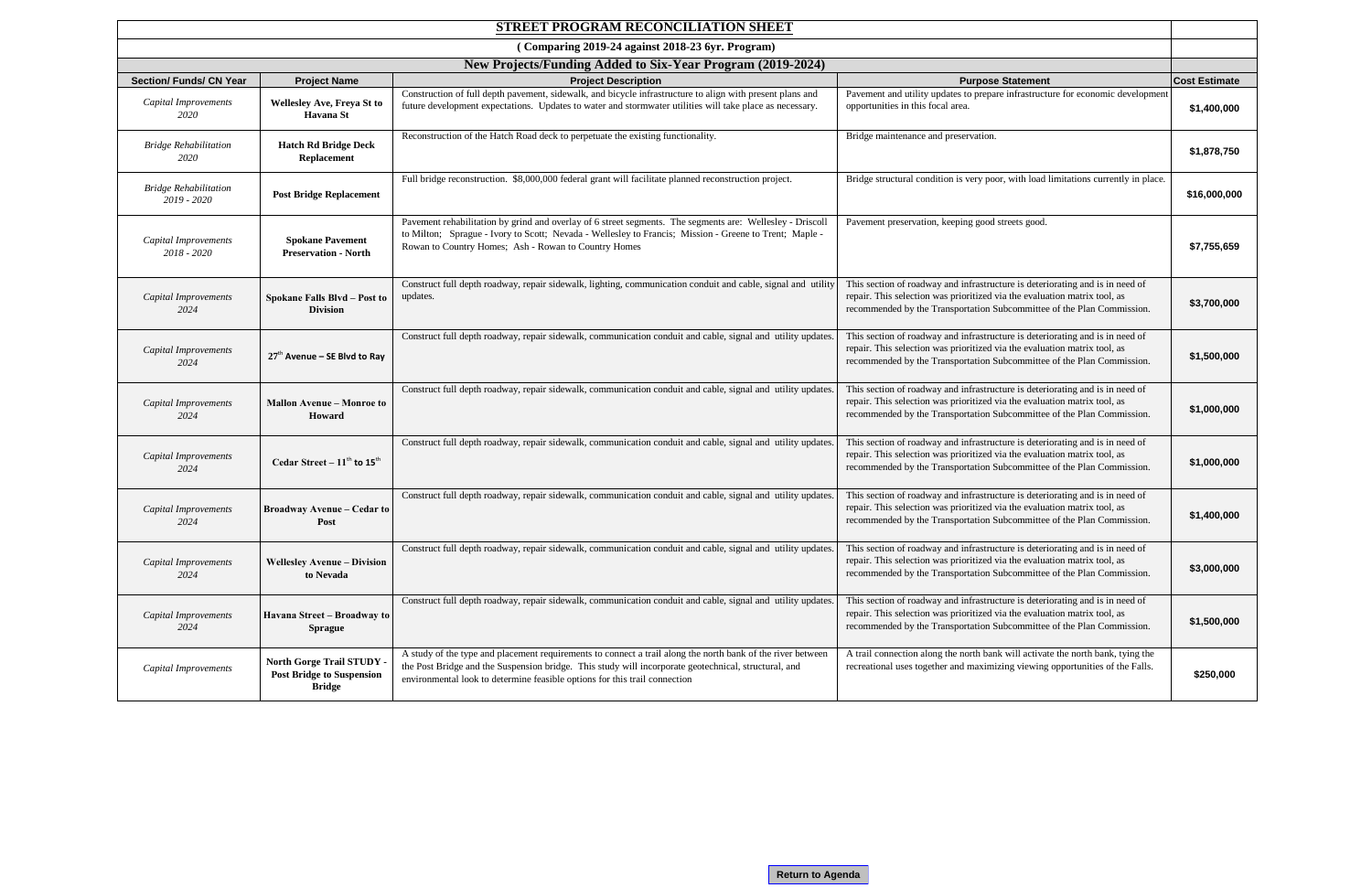# STREET PROGRAM RECONCILIATION SHEET

## ( Comparing 2019-24 against 2018-23 6yr. Program)

### New Projects/Funding Added to Six-Year Program (2019-2024)

| Section/ Funds/ CN Year | Project Name | Project Description | Purpose Statement | Cost Estimate |
|---|---|---|---|---|
| *Capital Improvements 2020* | **Wellesley Ave, Freya St to Havana St** | Construction of full depth pavement, sidewalk, and bicycle infrastructure to align with present plans and future development expectations. Updates to water and stormwater utilities will take place as necessary. | Pavement and utility updates to prepare infrastructure for economic development opportunities in this focal area. | **$1,400,000** |
| *Bridge Rehabilitation 2020* | **Hatch Rd Bridge Deck Replacement** | Reconstruction of the Hatch Road deck to perpetuate the existing functionality. | Bridge maintenance and preservation. | **$1,878,750** |
| *Bridge Rehabilitation 2019 - 2020* | **Post Bridge Replacement** | Full bridge reconstruction. $8,000,000 federal grant will facilitate planned reconstruction project. | Bridge structural condition is very poor, with load limitations currently in place. | **$16,000,000** |
| *Capital Improvements 2018 - 2020* | **Spokane Pavement Preservation - North** | Pavement rehabilitation by grind and overlay of 6 street segments. The segments are: Wellesley - Driscoll to Milton; Sprague - Ivory to Scott; Nevada - Wellesley to Francis; Mission - Greene to Trent; Maple - Rowan to Country Homes; Ash - Rowan to Country Homes | Pavement preservation, keeping good streets good. | **$7,755,659** |
| *Capital Improvements 2024* | **Spokane Falls Blvd – Post to Division** | Construct full depth roadway, repair sidewalk, lighting, communication conduit and cable, signal and utility updates. | This section of roadway and infrastructure is deteriorating and is in need of repair. This selection was prioritized via the evaluation matrix tool, as recommended by the Transportation Subcommittee of the Plan Commission. | **$3,700,000** |
| *Capital Improvements 2024* | **27th Avenue – SE Blvd to Ray** | Construct full depth roadway, repair sidewalk, communication conduit and cable, signal and utility updates. | This section of roadway and infrastructure is deteriorating and is in need of repair. This selection was prioritized via the evaluation matrix tool, as recommended by the Transportation Subcommittee of the Plan Commission. | **$1,500,000** |
| *Capital Improvements 2024* | **Mallon Avenue – Monroe to Howard** | Construct full depth roadway, repair sidewalk, communication conduit and cable, signal and utility updates. | This section of roadway and infrastructure is deteriorating and is in need of repair. This selection was prioritized via the evaluation matrix tool, as recommended by the Transportation Subcommittee of the Plan Commission. | **$1,000,000** |
| *Capital Improvements 2024* | **Cedar Street – 11th to 15th** | Construct full depth roadway, repair sidewalk, communication conduit and cable, signal and utility updates. | This section of roadway and infrastructure is deteriorating and is in need of repair. This selection was prioritized via the evaluation matrix tool, as recommended by the Transportation Subcommittee of the Plan Commission. | **$1,000,000** |
| *Capital Improvements 2024* | **Broadway Avenue – Cedar to Post** | Construct full depth roadway, repair sidewalk, communication conduit and cable, signal and utility updates. | This section of roadway and infrastructure is deteriorating and is in need of repair. This selection was prioritized via the evaluation matrix tool, as recommended by the Transportation Subcommittee of the Plan Commission. | **$1,400,000** |
| *Capital Improvements 2024* | **Wellesley Avenue – Division to Nevada** | Construct full depth roadway, repair sidewalk, communication conduit and cable, signal and utility updates. | This section of roadway and infrastructure is deteriorating and is in need of repair. This selection was prioritized via the evaluation matrix tool, as recommended by the Transportation Subcommittee of the Plan Commission. | **$3,000,000** |
| *Capital Improvements 2024* | **Havana Street – Broadway to Sprague** | Construct full depth roadway, repair sidewalk, communication conduit and cable, signal and utility updates. | This section of roadway and infrastructure is deteriorating and is in need of repair. This selection was prioritized via the evaluation matrix tool, as recommended by the Transportation Subcommittee of the Plan Commission. | **$1,500,000** |
| *Capital Improvements* | **North Gorge Trail STUDY - Post Bridge to Suspension Bridge** | A study of the type and placement requirements to connect a trail along the north bank of the river between the Post Bridge and the Suspension bridge. This study will incorporate geotechnical, structural, and environmental look to determine feasible options for this trail connection | A trail connection along the north bank will activate the north bank, tying the recreational uses together and maximizing viewing opportunities of the Falls. | **$250,000** |

Return to Agenda